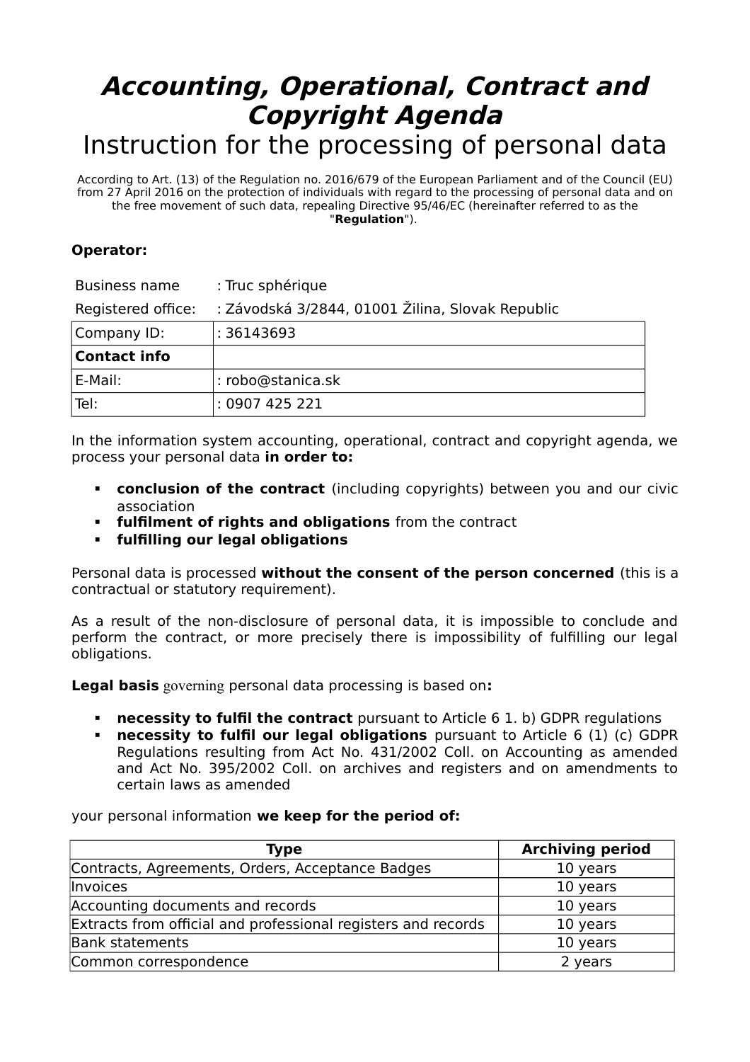# *Accounting, Operational, Contract and Copyright Agenda*

## Instruction for the processing of personal data

According to Art. (13) of the Regulation no. 2016/679 of the European Parliament and of the Council (EU) from 27 April 2016 on the protection of individuals with regard to the processing of personal data and on the free movement of such data, repealing Directive 95/46/EC (hereinafter referred to as the "**Regulation**").

**Operator:**

Business name : Truc sphérique

Registered office: : Závodská 3/2844, 01001 Žilina, Slovak Republic

| Company ID: | : 36143693 |
|---|---|
| **Contact info** | |
| E-Mail: | : robo@stanica.sk |
| Tel: | : 0907 425 221 |

In the information system accounting, operational, contract and copyright agenda, we process your personal data **in order to:**

- **conclusion of the contract** (including copyrights) between you and our civic association
- **fulfilment of rights and obligations** from the contract
- **fulfilling our legal obligations**

Personal data is processed **without the consent of the person concerned** (this is a contractual or statutory requirement).

As a result of the non-disclosure of personal data, it is impossible to conclude and perform the contract, or more precisely there is impossibility of fulfilling our legal obligations.

**Legal basis** governing personal data processing is based on**:**

- **necessity to fulfil the contract** pursuant to Article 6 1. b) GDPR regulations
- **necessity to fulfil our legal obligations** pursuant to Article 6 (1) (c) GDPR Regulations resulting from Act No. 431/2002 Coll. on Accounting as amended and Act No. 395/2002 Coll. on archives and registers and on amendments to certain laws as amended

your personal information **we keep for the period of:**

| Type | Archiving period |
|---|---|
| Contracts, Agreements, Orders, Acceptance Badges | 10 years |
| Invoices | 10 years |
| Accounting documents and records | 10 years |
| Extracts from official and professional registers and records | 10 years |
| Bank statements | 10 years |
| Common correspondence | 2 years |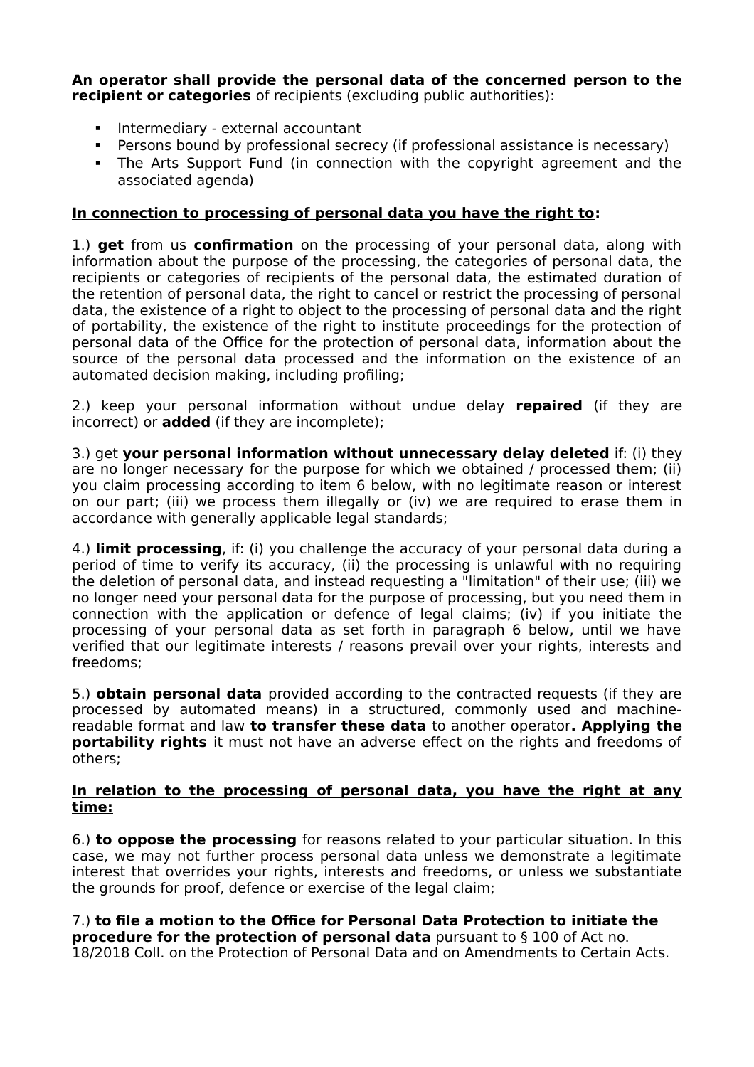**An operator shall provide the personal data of the concerned person to the recipient or categories** of recipients (excluding public authorities):

- Intermediary - external accountant
- Persons bound by professional secrecy (if professional assistance is necessary)
- The Arts Support Fund (in connection with the copyright agreement and the associated agenda)

**In connection to processing of personal data you have the right to:**

1.) **get** from us **confirmation** on the processing of your personal data, along with information about the purpose of the processing, the categories of personal data, the recipients or categories of recipients of the personal data, the estimated duration of the retention of personal data, the right to cancel or restrict the processing of personal data, the existence of a right to object to the processing of personal data and the right of portability, the existence of the right to institute proceedings for the protection of personal data of the Office for the protection of personal data, information about the source of the personal data processed and the information on the existence of an automated decision making, including profiling;

2.) keep your personal information without undue delay **repaired** (if they are incorrect) or **added** (if they are incomplete);

3.) get **your personal information without unnecessary delay deleted** if: (i) they are no longer necessary for the purpose for which we obtained / processed them; (ii) you claim processing according to item 6 below, with no legitimate reason or interest on our part; (iii) we process them illegally or (iv) we are required to erase them in accordance with generally applicable legal standards;

4.) **limit processing**, if: (i) you challenge the accuracy of your personal data during a period of time to verify its accuracy, (ii) the processing is unlawful with no requiring the deletion of personal data, and instead requesting a "limitation" of their use; (iii) we no longer need your personal data for the purpose of processing, but you need them in connection with the application or defence of legal claims; (iv) if you initiate the processing of your personal data as set forth in paragraph 6 below, until we have verified that our legitimate interests / reasons prevail over your rights, interests and freedoms;

5.) **obtain personal data** provided according to the contracted requests (if they are processed by automated means) in a structured, commonly used and machine-readable format and law **to transfer these data** to another operator**. Applying the portability rights** it must not have an adverse effect on the rights and freedoms of others;

**In relation to the processing of personal data, you have the right at any time:**

6.) **to oppose the processing** for reasons related to your particular situation. In this case, we may not further process personal data unless we demonstrate a legitimate interest that overrides your rights, interests and freedoms, or unless we substantiate the grounds for proof, defence or exercise of the legal claim;

7.) **to file a motion to the Office for Personal Data Protection to initiate the procedure for the protection of personal data** pursuant to § 100 of Act no. 18/2018 Coll. on the Protection of Personal Data and on Amendments to Certain Acts.